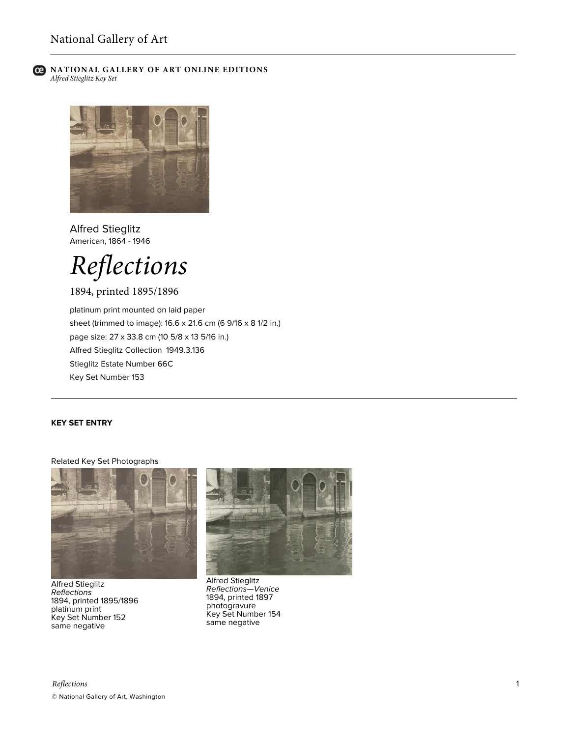National Gallery of Art

**NATIONAL GALLERY OF ART ONLINE EDITIONS**
*Alfred Stieglitz Key Set*

Alfred Stieglitz
American, 1864 - 1946

# *Reflections*

1894, printed 1895/1896

platinum print mounted on laid paper
sheet (trimmed to image): 16.6 x 21.6 cm (6 9/16 x 8 1/2 in.)
page size: 27 x 33.8 cm (10 5/8 x 13 5/16 in.)
Alfred Stieglitz Collection 1949.3.136
Stieglitz Estate Number 66C
Key Set Number 153

---

**KEY SET ENTRY**

Related Key Set Photographs

Alfred Stieglitz
*Reflections*
1894, printed 1895/1896
platinum print
Key Set Number 152
same negative

Alfred Stieglitz
*Reflections—Venice*
1894, printed 1897
photogravure
Key Set Number 154
same negative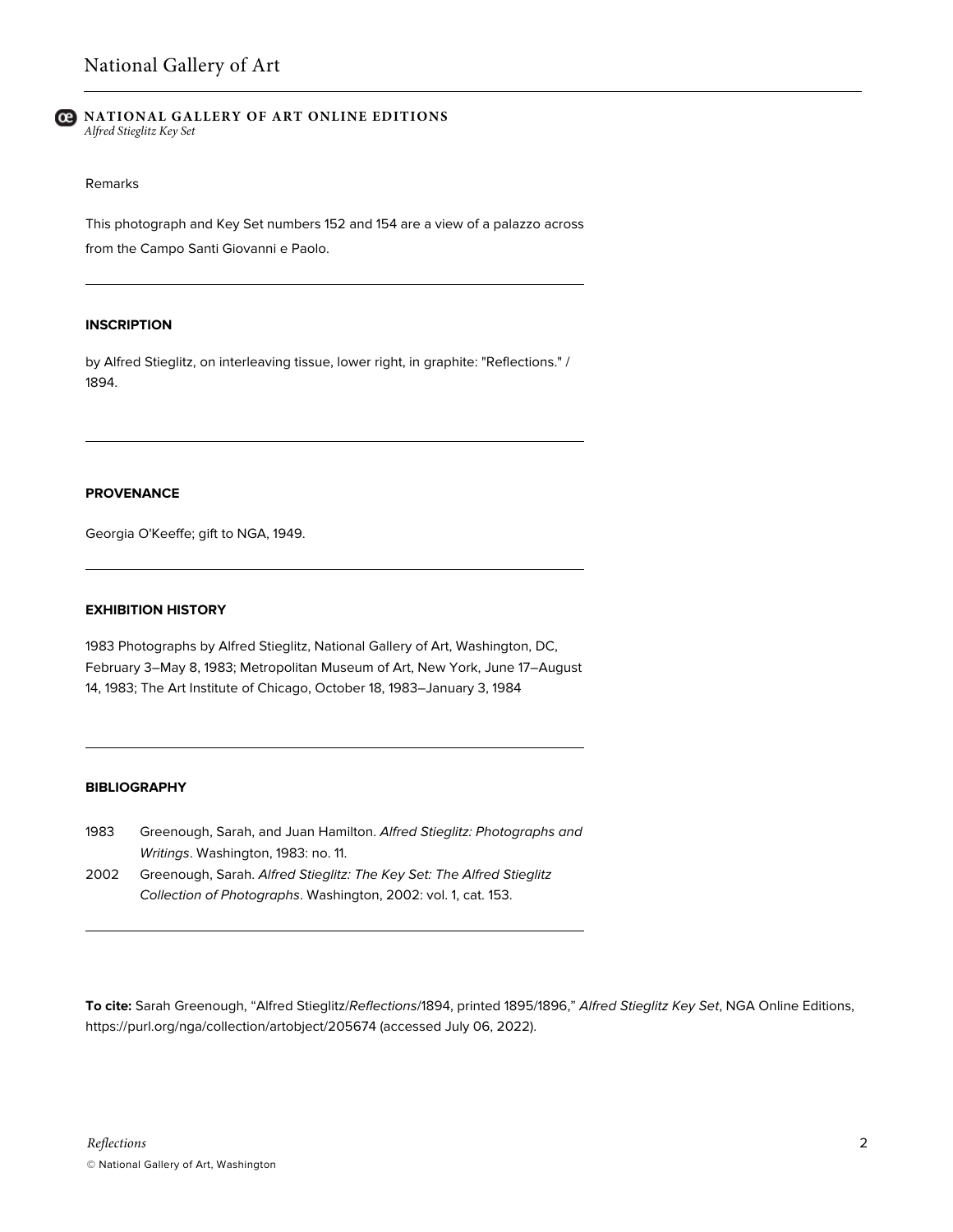Remarks

This photograph and Key Set numbers 152 and 154 are a view of a palazzo across from the Campo Santi Giovanni e Paolo.

### INSCRIPTION

by Alfred Stieglitz, on interleaving tissue, lower right, in graphite: "Reflections." / 1894.

### PROVENANCE

Georgia O'Keeffe; gift to NGA, 1949.

### EXHIBITION HISTORY

1983 Photographs by Alfred Stieglitz, National Gallery of Art, Washington, DC, February 3–May 8, 1983; Metropolitan Museum of Art, New York, June 17–August 14, 1983; The Art Institute of Chicago, October 18, 1983–January 3, 1984

### BIBLIOGRAPHY

1983 Greenough, Sarah, and Juan Hamilton. *Alfred Stieglitz: Photographs and Writings*. Washington, 1983: no. 11.

2002 Greenough, Sarah. *Alfred Stieglitz: The Key Set: The Alfred Stieglitz Collection of Photographs*. Washington, 2002: vol. 1, cat. 153.

**To cite:** Sarah Greenough, "Alfred Stieglitz/*Reflections*/1894, printed 1895/1896," *Alfred Stieglitz Key Set*, NGA Online Editions, https://purl.org/nga/collection/artobject/205674 (accessed July 06, 2022).